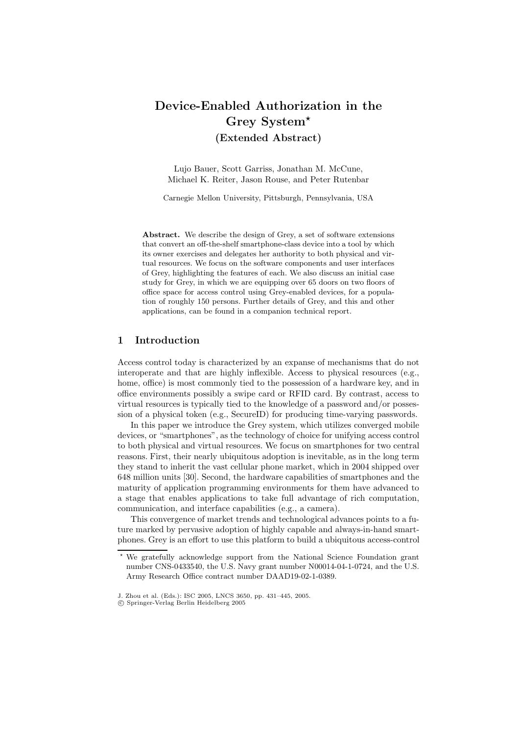# Device-Enabled Authorization in the Grey System*
## (Extended Abstract)

Lujo Bauer, Scott Garriss, Jonathan M. McCune, Michael K. Reiter, Jason Rouse, and Peter Rutenbar

Carnegie Mellon University, Pittsburgh, Pennsylvania, USA

**Abstract.** We describe the design of Grey, a set of software extensions that convert an off-the-shelf smartphone-class device into a tool by which its owner exercises and delegates her authority to both physical and virtual resources. We focus on the software components and user interfaces of Grey, highlighting the features of each. We also discuss an initial case study for Grey, in which we are equipping over 65 doors on two floors of office space for access control using Grey-enabled devices, for a population of roughly 150 persons. Further details of Grey, and this and other applications, can be found in a companion technical report.

## 1 Introduction

Access control today is characterized by an expanse of mechanisms that do not interoperate and that are highly inflexible. Access to physical resources (e.g., home, office) is most commonly tied to the possession of a hardware key, and in office environments possibly a swipe card or RFID card. By contrast, access to virtual resources is typically tied to the knowledge of a password and/or possession of a physical token (e.g., SecureID) for producing time-varying passwords.

In this paper we introduce the Grey system, which utilizes converged mobile devices, or "smartphones", as the technology of choice for unifying access control to both physical and virtual resources. We focus on smartphones for two central reasons. First, their nearly ubiquitous adoption is inevitable, as in the long term they stand to inherit the vast cellular phone market, which in 2004 shipped over 648 million units [30]. Second, the hardware capabilities of smartphones and the maturity of application programming environments for them have advanced to a stage that enables applications to take full advantage of rich computation, communication, and interface capabilities (e.g., a camera).

This convergence of market trends and technological advances points to a future marked by pervasive adoption of highly capable and always-in-hand smartphones. Grey is an effort to use this platform to build a ubiquitous access-control

* We gratefully acknowledge support from the National Science Foundation grant number CNS-0433540, the U.S. Navy grant number N00014-04-1-0724, and the U.S. Army Research Office contract number DAAD19-02-1-0389.

J. Zhou et al. (Eds.): ISC 2005, LNCS 3650, pp. 431–445, 2005.
© Springer-Verlag Berlin Heidelberg 2005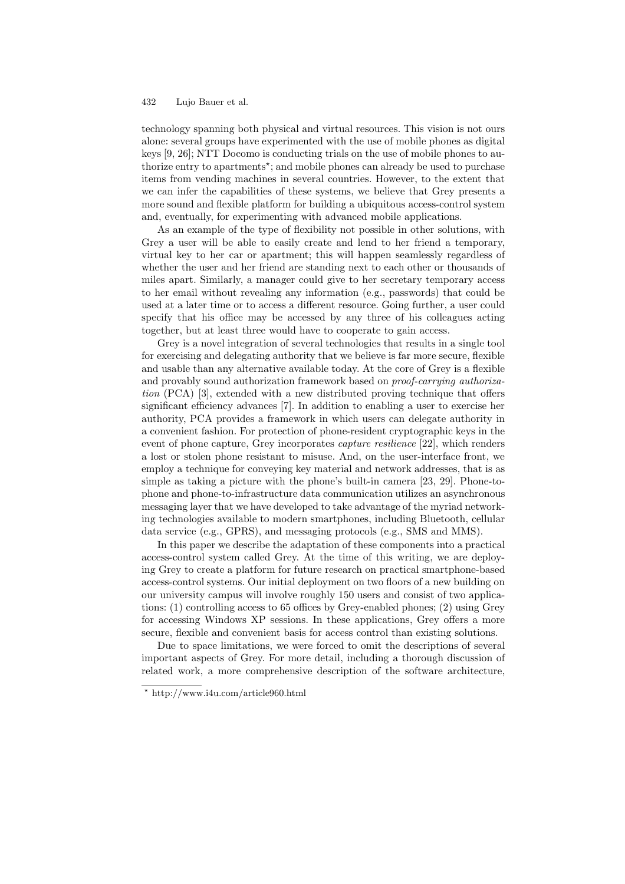technology spanning both physical and virtual resources. This vision is not ours alone: several groups have experimented with the use of mobile phones as digital keys [9, 26]; NTT Docomo is conducting trials on the use of mobile phones to authorize entry to apartments*; and mobile phones can already be used to purchase items from vending machines in several countries. However, to the extent that we can infer the capabilities of these systems, we believe that Grey presents a more sound and flexible platform for building a ubiquitous access-control system and, eventually, for experimenting with advanced mobile applications.

As an example of the type of flexibility not possible in other solutions, with Grey a user will be able to easily create and lend to her friend a temporary, virtual key to her car or apartment; this will happen seamlessly regardless of whether the user and her friend are standing next to each other or thousands of miles apart. Similarly, a manager could give to her secretary temporary access to her email without revealing any information (e.g., passwords) that could be used at a later time or to access a different resource. Going further, a user could specify that his office may be accessed by any three of his colleagues acting together, but at least three would have to cooperate to gain access.

Grey is a novel integration of several technologies that results in a single tool for exercising and delegating authority that we believe is far more secure, flexible and usable than any alternative available today. At the core of Grey is a flexible and provably sound authorization framework based on *proof-carrying authorization* (PCA) [3], extended with a new distributed proving technique that offers significant efficiency advances [7]. In addition to enabling a user to exercise her authority, PCA provides a framework in which users can delegate authority in a convenient fashion. For protection of phone-resident cryptographic keys in the event of phone capture, Grey incorporates *capture resilience* [22], which renders a lost or stolen phone resistant to misuse. And, on the user-interface front, we employ a technique for conveying key material and network addresses, that is as simple as taking a picture with the phone's built-in camera [23, 29]. Phone-to-phone and phone-to-infrastructure data communication utilizes an asynchronous messaging layer that we have developed to take advantage of the myriad networking technologies available to modern smartphones, including Bluetooth, cellular data service (e.g., GPRS), and messaging protocols (e.g., SMS and MMS).

In this paper we describe the adaptation of these components into a practical access-control system called Grey. At the time of this writing, we are deploying Grey to create a platform for future research on practical smartphone-based access-control systems. Our initial deployment on two floors of a new building on our university campus will involve roughly 150 users and consist of two applications: (1) controlling access to 65 offices by Grey-enabled phones; (2) using Grey for accessing Windows XP sessions. In these applications, Grey offers a more secure, flexible and convenient basis for access control than existing solutions.

Due to space limitations, we were forced to omit the descriptions of several important aspects of Grey. For more detail, including a thorough discussion of related work, a more comprehensive description of the software architecture,

* http://www.i4u.com/article960.html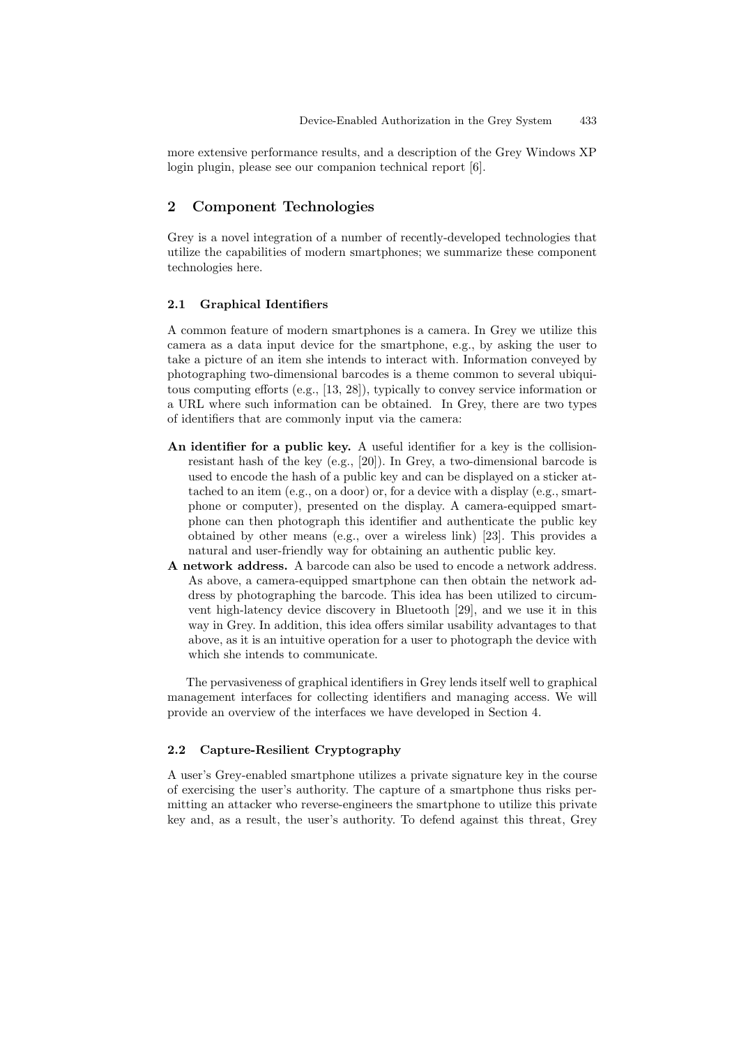more extensive performance results, and a description of the Grey Windows XP login plugin, please see our companion technical report [6].

## 2 Component Technologies

Grey is a novel integration of a number of recently-developed technologies that utilize the capabilities of modern smartphones; we summarize these component technologies here.

### 2.1 Graphical Identifiers

A common feature of modern smartphones is a camera. In Grey we utilize this camera as a data input device for the smartphone, e.g., by asking the user to take a picture of an item she intends to interact with. Information conveyed by photographing two-dimensional barcodes is a theme common to several ubiquitous computing efforts (e.g., [13, 28]), typically to convey service information or a URL where such information can be obtained. In Grey, there are two types of identifiers that are commonly input via the camera:

- **An identifier for a public key.** A useful identifier for a key is the collision-resistant hash of the key (e.g., [20]). In Grey, a two-dimensional barcode is used to encode the hash of a public key and can be displayed on a sticker attached to an item (e.g., on a door) or, for a device with a display (e.g., smartphone or computer), presented on the display. A camera-equipped smartphone can then photograph this identifier and authenticate the public key obtained by other means (e.g., over a wireless link) [23]. This provides a natural and user-friendly way for obtaining an authentic public key.
- **A network address.** A barcode can also be used to encode a network address. As above, a camera-equipped smartphone can then obtain the network address by photographing the barcode. This idea has been utilized to circumvent high-latency device discovery in Bluetooth [29], and we use it in this way in Grey. In addition, this idea offers similar usability advantages to that above, as it is an intuitive operation for a user to photograph the device with which she intends to communicate.

The pervasiveness of graphical identifiers in Grey lends itself well to graphical management interfaces for collecting identifiers and managing access. We will provide an overview of the interfaces we have developed in Section 4.

### 2.2 Capture-Resilient Cryptography

A user's Grey-enabled smartphone utilizes a private signature key in the course of exercising the user's authority. The capture of a smartphone thus risks permitting an attacker who reverse-engineers the smartphone to utilize this private key and, as a result, the user's authority. To defend against this threat, Grey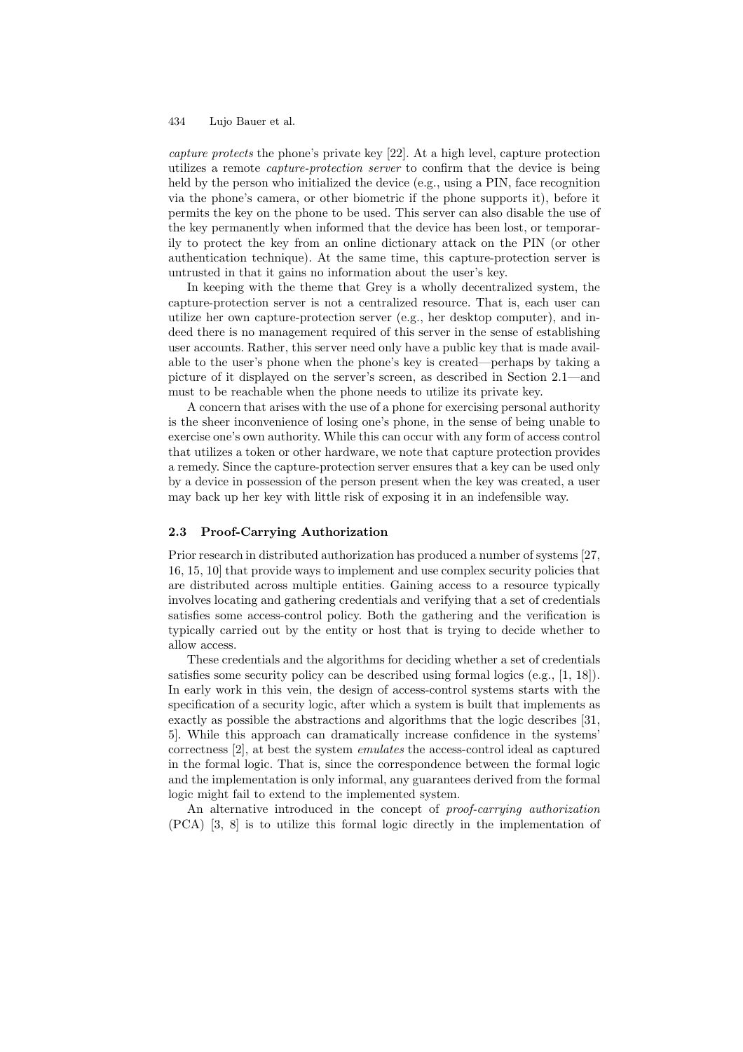*capture protects* the phone's private key [22]. At a high level, capture protection utilizes a remote *capture-protection server* to confirm that the device is being held by the person who initialized the device (e.g., using a PIN, face recognition via the phone's camera, or other biometric if the phone supports it), before it permits the key on the phone to be used. This server can also disable the use of the key permanently when informed that the device has been lost, or temporarily to protect the key from an online dictionary attack on the PIN (or other authentication technique). At the same time, this capture-protection server is untrusted in that it gains no information about the user's key.

In keeping with the theme that Grey is a wholly decentralized system, the capture-protection server is not a centralized resource. That is, each user can utilize her own capture-protection server (e.g., her desktop computer), and indeed there is no management required of this server in the sense of establishing user accounts. Rather, this server need only have a public key that is made available to the user's phone when the phone's key is created—perhaps by taking a picture of it displayed on the server's screen, as described in Section 2.1—and must to be reachable when the phone needs to utilize its private key.

A concern that arises with the use of a phone for exercising personal authority is the sheer inconvenience of losing one's phone, in the sense of being unable to exercise one's own authority. While this can occur with any form of access control that utilizes a token or other hardware, we note that capture protection provides a remedy. Since the capture-protection server ensures that a key can be used only by a device in possession of the person present when the key was created, a user may back up her key with little risk of exposing it in an indefensible way.

### 2.3 Proof-Carrying Authorization

Prior research in distributed authorization has produced a number of systems [27, 16, 15, 10] that provide ways to implement and use complex security policies that are distributed across multiple entities. Gaining access to a resource typically involves locating and gathering credentials and verifying that a set of credentials satisfies some access-control policy. Both the gathering and the verification is typically carried out by the entity or host that is trying to decide whether to allow access.

These credentials and the algorithms for deciding whether a set of credentials satisfies some security policy can be described using formal logics (e.g., [1, 18]). In early work in this vein, the design of access-control systems starts with the specification of a security logic, after which a system is built that implements as exactly as possible the abstractions and algorithms that the logic describes [31, 5]. While this approach can dramatically increase confidence in the systems' correctness [2], at best the system *emulates* the access-control ideal as captured in the formal logic. That is, since the correspondence between the formal logic and the implementation is only informal, any guarantees derived from the formal logic might fail to extend to the implemented system.

An alternative introduced in the concept of *proof-carrying authorization* (PCA) [3, 8] is to utilize this formal logic directly in the implementation of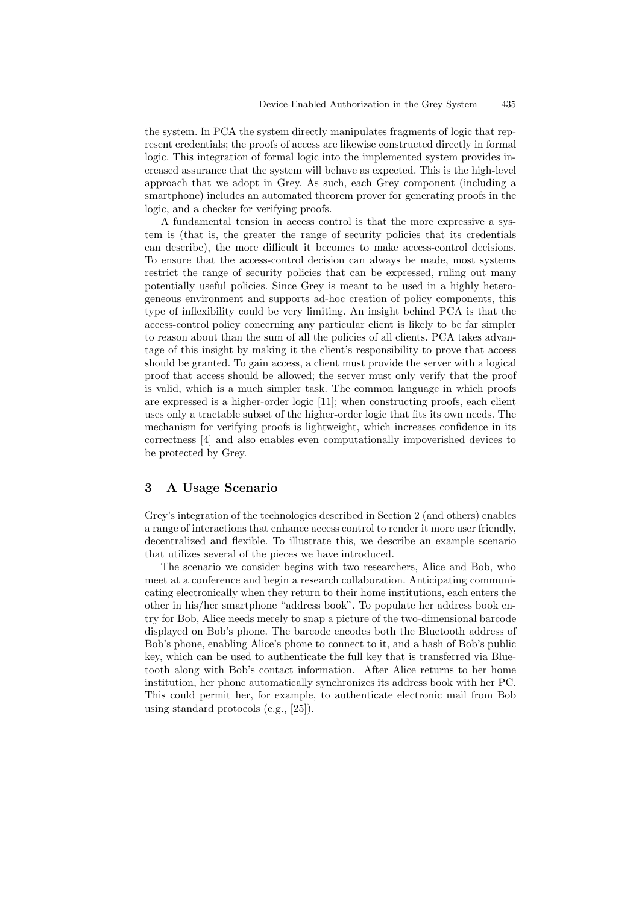the system. In PCA the system directly manipulates fragments of logic that represent credentials; the proofs of access are likewise constructed directly in formal logic. This integration of formal logic into the implemented system provides increased assurance that the system will behave as expected. This is the high-level approach that we adopt in Grey. As such, each Grey component (including a smartphone) includes an automated theorem prover for generating proofs in the logic, and a checker for verifying proofs.

A fundamental tension in access control is that the more expressive a system is (that is, the greater the range of security policies that its credentials can describe), the more difficult it becomes to make access-control decisions. To ensure that the access-control decision can always be made, most systems restrict the range of security policies that can be expressed, ruling out many potentially useful policies. Since Grey is meant to be used in a highly heterogeneous environment and supports ad-hoc creation of policy components, this type of inflexibility could be very limiting. An insight behind PCA is that the access-control policy concerning any particular client is likely to be far simpler to reason about than the sum of all the policies of all clients. PCA takes advantage of this insight by making it the client's responsibility to prove that access should be granted. To gain access, a client must provide the server with a logical proof that access should be allowed; the server must only verify that the proof is valid, which is a much simpler task. The common language in which proofs are expressed is a higher-order logic [11]; when constructing proofs, each client uses only a tractable subset of the higher-order logic that fits its own needs. The mechanism for verifying proofs is lightweight, which increases confidence in its correctness [4] and also enables even computationally impoverished devices to be protected by Grey.

## 3 A Usage Scenario

Grey's integration of the technologies described in Section 2 (and others) enables a range of interactions that enhance access control to render it more user friendly, decentralized and flexible. To illustrate this, we describe an example scenario that utilizes several of the pieces we have introduced.

The scenario we consider begins with two researchers, Alice and Bob, who meet at a conference and begin a research collaboration. Anticipating communicating electronically when they return to their home institutions, each enters the other in his/her smartphone "address book". To populate her address book entry for Bob, Alice needs merely to snap a picture of the two-dimensional barcode displayed on Bob's phone. The barcode encodes both the Bluetooth address of Bob's phone, enabling Alice's phone to connect to it, and a hash of Bob's public key, which can be used to authenticate the full key that is transferred via Bluetooth along with Bob's contact information. After Alice returns to her home institution, her phone automatically synchronizes its address book with her PC. This could permit her, for example, to authenticate electronic mail from Bob using standard protocols (e.g., [25]).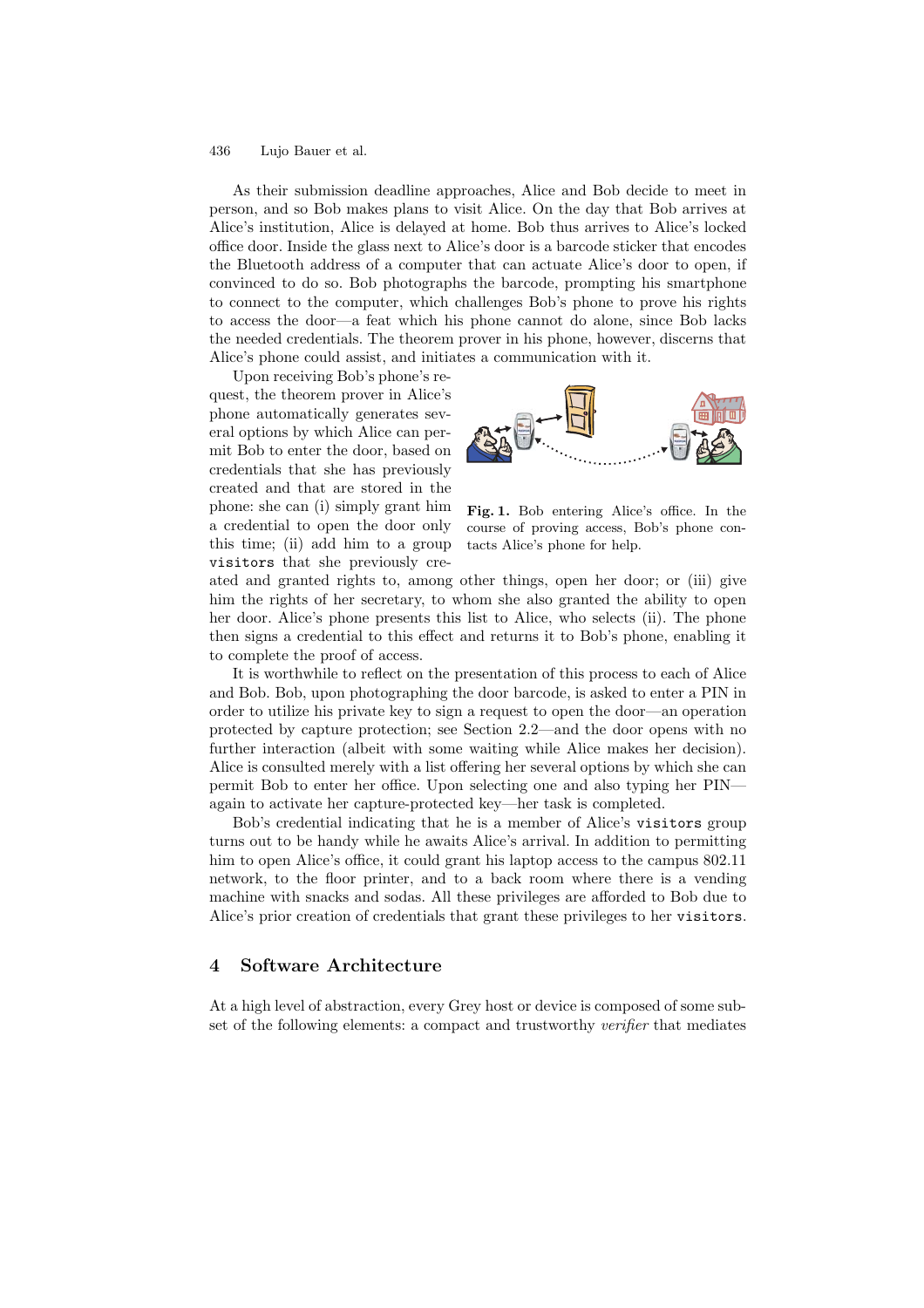As their submission deadline approaches, Alice and Bob decide to meet in person, and so Bob makes plans to visit Alice. On the day that Bob arrives at Alice's institution, Alice is delayed at home. Bob thus arrives to Alice's locked office door. Inside the glass next to Alice's door is a barcode sticker that encodes the Bluetooth address of a computer that can actuate Alice's door to open, if convinced to do so. Bob photographs the barcode, prompting his smartphone to connect to the computer, which challenges Bob's phone to prove his rights to access the door—a feat which his phone cannot do alone, since Bob lacks the needed credentials. The theorem prover in his phone, however, discerns that Alice's phone could assist, and initiates a communication with it.

Upon receiving Bob's phone's request, the theorem prover in Alice's phone automatically generates several options by which Alice can permit Bob to enter the door, based on credentials that she has previously created and that are stored in the phone: she can (i) simply grant him a credential to open the door only this time; (ii) add him to a group `visitors` that she previously created and granted rights to, among other things, open her door; or (iii) give him the rights of her secretary, to whom she also granted the ability to open her door. Alice's phone presents this list to Alice, who selects (ii). The phone then signs a credential to this effect and returns it to Bob's phone, enabling it to complete the proof of access.

**Fig. 1.** Bob entering Alice's office. In the course of proving access, Bob's phone contacts Alice's phone for help.

It is worthwhile to reflect on the presentation of this process to each of Alice and Bob. Bob, upon photographing the door barcode, is asked to enter a PIN in order to utilize his private key to sign a request to open the door—an operation protected by capture protection; see Section 2.2—and the door opens with no further interaction (albeit with some waiting while Alice makes her decision). Alice is consulted merely with a list offering her several options by which she can permit Bob to enter her office. Upon selecting one and also typing her PIN—again to activate her capture-protected key—her task is completed.

Bob's credential indicating that he is a member of Alice's `visitors` group turns out to be handy while he awaits Alice's arrival. In addition to permitting him to open Alice's office, it could grant his laptop access to the campus 802.11 network, to the floor printer, and to a back room where there is a vending machine with snacks and sodas. All these privileges are afforded to Bob due to Alice's prior creation of credentials that grant these privileges to her `visitors`.

## 4 Software Architecture

At a high level of abstraction, every Grey host or device is composed of some subset of the following elements: a compact and trustworthy *verifier* that mediates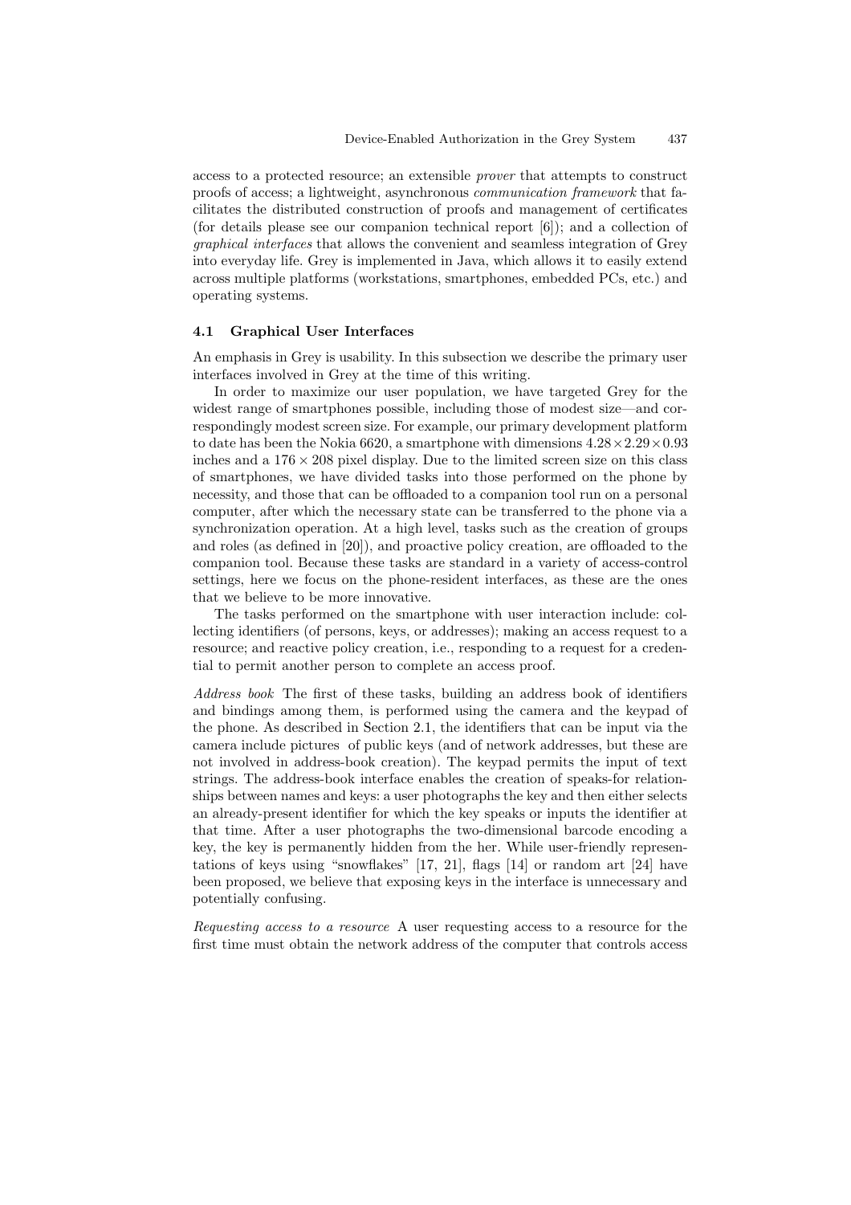access to a protected resource; an extensible *prover* that attempts to construct proofs of access; a lightweight, asynchronous *communication framework* that facilitates the distributed construction of proofs and management of certificates (for details please see our companion technical report [6]); and a collection of *graphical interfaces* that allows the convenient and seamless integration of Grey into everyday life. Grey is implemented in Java, which allows it to easily extend across multiple platforms (workstations, smartphones, embedded PCs, etc.) and operating systems.

### 4.1 Graphical User Interfaces

An emphasis in Grey is usability. In this subsection we describe the primary user interfaces involved in Grey at the time of this writing.

In order to maximize our user population, we have targeted Grey for the widest range of smartphones possible, including those of modest size—and correspondingly modest screen size. For example, our primary development platform to date has been the Nokia 6620, a smartphone with dimensions $4.28 \times 2.29 \times 0.93$ inches and a $176 \times 208$ pixel display. Due to the limited screen size on this class of smartphones, we have divided tasks into those performed on the phone by necessity, and those that can be offloaded to a companion tool run on a personal computer, after which the necessary state can be transferred to the phone via a synchronization operation. At a high level, tasks such as the creation of groups and roles (as defined in [20]), and proactive policy creation, are offloaded to the companion tool. Because these tasks are standard in a variety of access-control settings, here we focus on the phone-resident interfaces, as these are the ones that we believe to be more innovative.

The tasks performed on the smartphone with user interaction include: collecting identifiers (of persons, keys, or addresses); making an access request to a resource; and reactive policy creation, i.e., responding to a request for a credential to permit another person to complete an access proof.

*Address book* The first of these tasks, building an address book of identifiers and bindings among them, is performed using the camera and the keypad of the phone. As described in Section 2.1, the identifiers that can be input via the camera include pictures of public keys (and of network addresses, but these are not involved in address-book creation). The keypad permits the input of text strings. The address-book interface enables the creation of speaks-for relationships between names and keys: a user photographs the key and then either selects an already-present identifier for which the key speaks or inputs the identifier at that time. After a user photographs the two-dimensional barcode encoding a key, the key is permanently hidden from the her. While user-friendly representations of keys using "snowflakes" [17, 21], flags [14] or random art [24] have been proposed, we believe that exposing keys in the interface is unnecessary and potentially confusing.

*Requesting access to a resource* A user requesting access to a resource for the first time must obtain the network address of the computer that controls access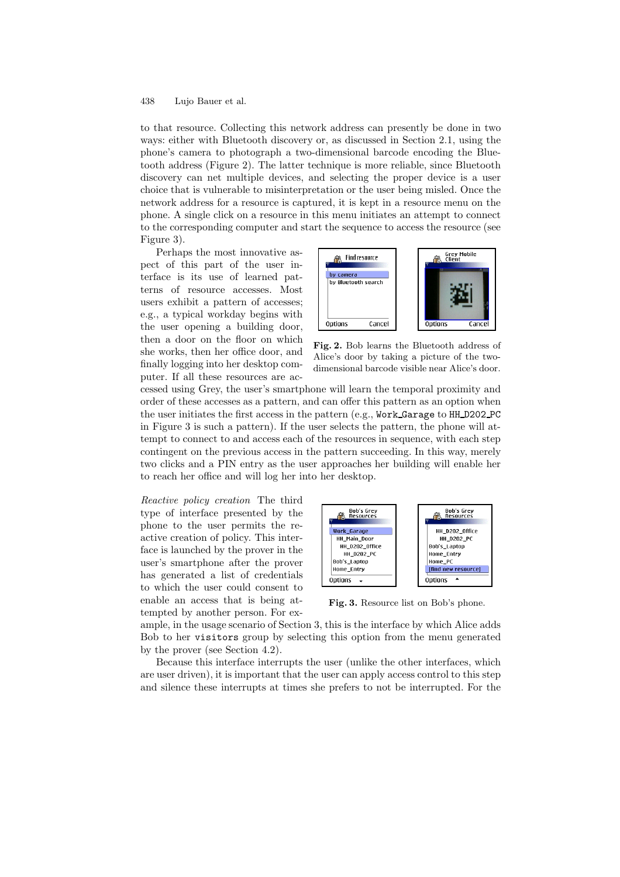to that resource. Collecting this network address can presently be done in two ways: either with Bluetooth discovery or, as discussed in Section 2.1, using the phone's camera to photograph a two-dimensional barcode encoding the Bluetooth address (Figure 2). The latter technique is more reliable, since Bluetooth discovery can net multiple devices, and selecting the proper device is a user choice that is vulnerable to misinterpretation or the user being misled. Once the network address for a resource is captured, it is kept in a resource menu on the phone. A single click on a resource in this menu initiates an attempt to connect to the corresponding computer and start the sequence to access the resource (see Figure 3).

Perhaps the most innovative aspect of this part of the user interface is its use of learned patterns of resource accesses. Most users exhibit a pattern of accesses; e.g., a typical workday begins with the user opening a building door, then a door on the floor on which she works, then her office door, and finally logging into her desktop computer. If all these resources are accessed using Grey, the user's smartphone will learn the temporal proximity and order of these accesses as a pattern, and can offer this pattern as an option when the user initiates the first access in the pattern (e.g., `Work_Garage` to `HH_D202_PC` in Figure 3 is such a pattern). If the user selects the pattern, the phone will attempt to connect to and access each of the resources in sequence, with each step contingent on the previous access in the pattern succeeding. In this way, merely two clicks and a PIN entry as the user approaches her building will enable her to reach her office and will log her into her desktop.

**Fig. 2.** Bob learns the Bluetooth address of Alice's door by taking a picture of the two-dimensional barcode visible near Alice's door.

*Reactive policy creation* The third type of interface presented by the phone to the user permits the reactive creation of policy. This interface is launched by the prover in the user's smartphone after the prover has generated a list of credentials to which the user could consent to enable an access that is being attempted by another person. For example, in the usage scenario of Section 3, this is the interface by which Alice adds Bob to her `visitors` group by selecting this option from the menu generated by the prover (see Section 4.2).

**Fig. 3.** Resource list on Bob's phone.

Because this interface interrupts the user (unlike the other interfaces, which are user driven), it is important that the user can apply access control to this step and silence these interrupts at times she prefers to not be interrupted. For the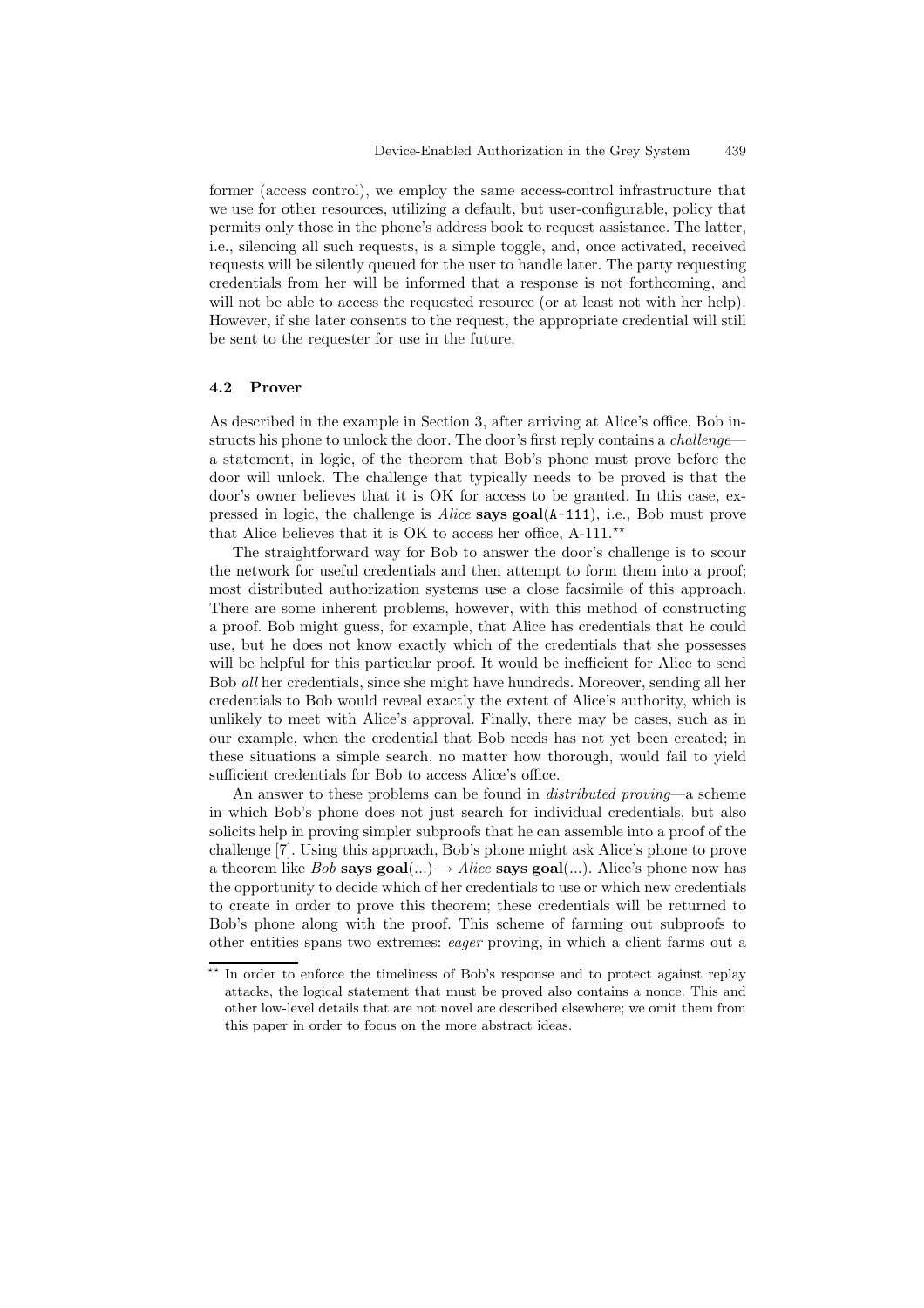former (access control), we employ the same access-control infrastructure that we use for other resources, utilizing a default, but user-configurable, policy that permits only those in the phone's address book to request assistance. The latter, i.e., silencing all such requests, is a simple toggle, and, once activated, received requests will be silently queued for the user to handle later. The party requesting credentials from her will be informed that a response is not forthcoming, and will not be able to access the requested resource (or at least not with her help). However, if she later consents to the request, the appropriate credential will still be sent to the requester for use in the future.

### 4.2 Prover

As described in the example in Section 3, after arriving at Alice's office, Bob instructs his phone to unlock the door. The door's first reply contains a *challenge*—a statement, in logic, of the theorem that Bob's phone must prove before the door will unlock. The challenge that typically needs to be proved is that the door's owner believes that it is OK for access to be granted. In this case, expressed in logic, the challenge is *Alice* **says goal**(`A-111`), i.e., Bob must prove that Alice believes that it is OK to access her office, A-111.**

The straightforward way for Bob to answer the door's challenge is to scour the network for useful credentials and then attempt to form them into a proof; most distributed authorization systems use a close facsimile of this approach. There are some inherent problems, however, with this method of constructing a proof. Bob might guess, for example, that Alice has credentials that he could use, but he does not know exactly which of the credentials that she possesses will be helpful for this particular proof. It would be inefficient for Alice to send Bob *all* her credentials, since she might have hundreds. Moreover, sending all her credentials to Bob would reveal exactly the extent of Alice's authority, which is unlikely to meet with Alice's approval. Finally, there may be cases, such as in our example, when the credential that Bob needs has not yet been created; in these situations a simple search, no matter how thorough, would fail to yield sufficient credentials for Bob to access Alice's office.

An answer to these problems can be found in *distributed proving*—a scheme in which Bob's phone does not just search for individual credentials, but also solicits help in proving simpler subproofs that he can assemble into a proof of the challenge [7]. Using this approach, Bob's phone might ask Alice's phone to prove a theorem like *Bob* **says goal**(...) $\rightarrow$ *Alice* **says goal**(...). Alice's phone now has the opportunity to decide which of her credentials to use or which new credentials to create in order to prove this theorem; these credentials will be returned to Bob's phone along with the proof. This scheme of farming out subproofs to other entities spans two extremes: *eager* proving, in which a client farms out a

** In order to enforce the timeliness of Bob's response and to protect against replay attacks, the logical statement that must be proved also contains a nonce. This and other low-level details that are not novel are described elsewhere; we omit them from this paper in order to focus on the more abstract ideas.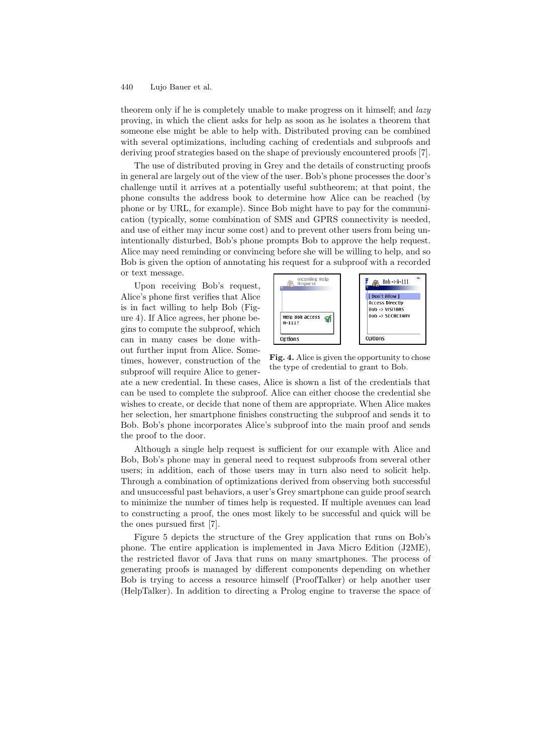theorem only if he is completely unable to make progress on it himself; and *lazy* proving, in which the client asks for help as soon as he isolates a theorem that someone else might be able to help with. Distributed proving can be combined with several optimizations, including caching of credentials and subproofs and deriving proof strategies based on the shape of previously encountered proofs [7].

The use of distributed proving in Grey and the details of constructing proofs in general are largely out of the view of the user. Bob's phone processes the door's challenge until it arrives at a potentially useful subtheorem; at that point, the phone consults the address book to determine how Alice can be reached (by phone or by URL, for example). Since Bob might have to pay for the communication (typically, some combination of SMS and GPRS connectivity is needed, and use of either may incur some cost) and to prevent other users from being unintentionally disturbed, Bob's phone prompts Bob to approve the help request. Alice may need reminding or convincing before she will be willing to help, and so Bob is given the option of annotating his request for a subproof with a recorded or text message.

Upon receiving Bob's request, Alice's phone first verifies that Alice is in fact willing to help Bob (Figure 4). If Alice agrees, her phone begins to compute the subproof, which can in many cases be done without further input from Alice. Sometimes, however, construction of the subproof will require Alice to generate a new credential. In these cases, Alice is shown a list of the credentials that can be used to complete the subproof. Alice can either choose the credential she wishes to create, or decide that none of them are appropriate. When Alice makes her selection, her smartphone finishes constructing the subproof and sends it to Bob. Bob's phone incorporates Alice's subproof into the main proof and sends the proof to the door.

**Fig. 4.** Alice is given the opportunity to chose the type of credential to grant to Bob.

Although a single help request is sufficient for our example with Alice and Bob, Bob's phone may in general need to request subproofs from several other users; in addition, each of those users may in turn also need to solicit help. Through a combination of optimizations derived from observing both successful and unsuccessful past behaviors, a user's Grey smartphone can guide proof search to minimize the number of times help is requested. If multiple avenues can lead to constructing a proof, the ones most likely to be successful and quick will be the ones pursued first [7].

Figure 5 depicts the structure of the Grey application that runs on Bob's phone. The entire application is implemented in Java Micro Edition (J2ME), the restricted flavor of Java that runs on many smartphones. The process of generating proofs is managed by different components depending on whether Bob is trying to access a resource himself (ProofTalker) or help another user (HelpTalker). In addition to directing a Prolog engine to traverse the space of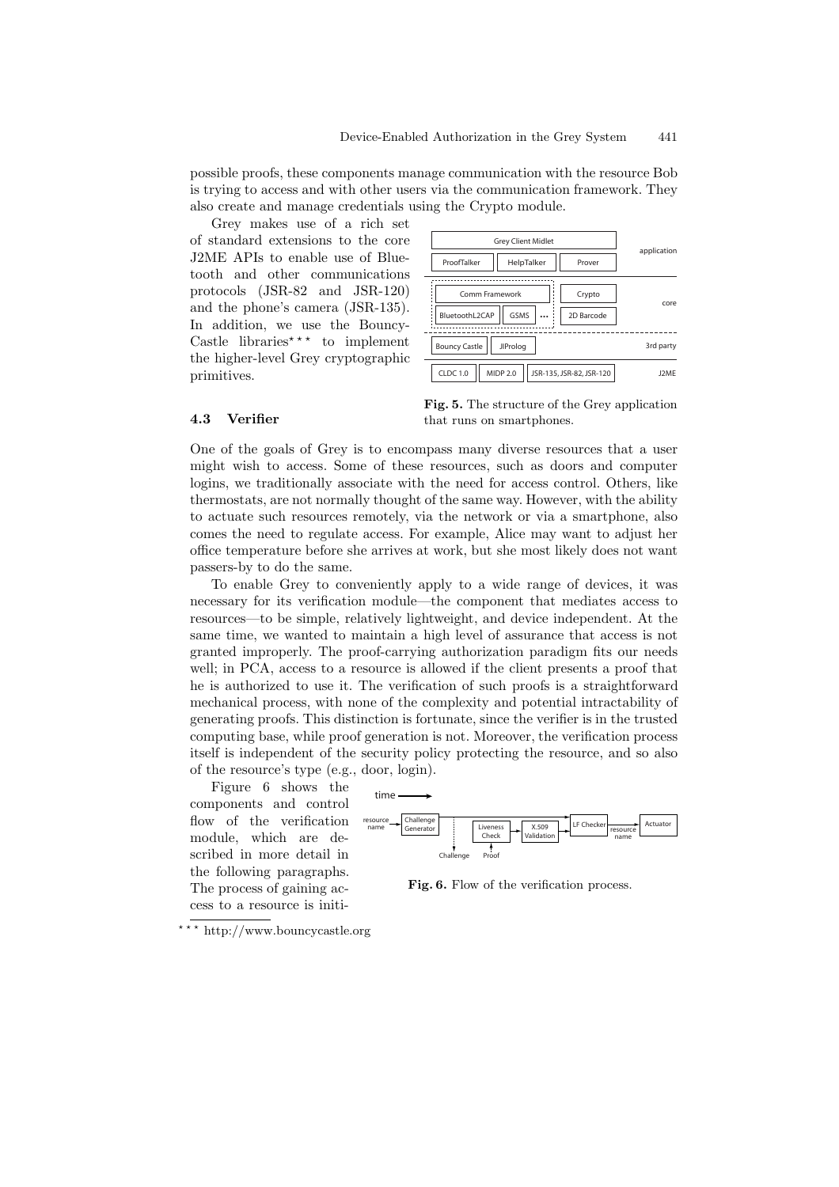possible proofs, these components manage communication with the resource Bob is trying to access and with other users via the communication framework. They also create and manage credentials using the Crypto module.

Grey makes use of a rich set of standard extensions to the core J2ME APIs to enable use of Bluetooth and other communications protocols (JSR-82 and JSR-120) and the phone's camera (JSR-135). In addition, we use the BouncyCastle libraries[***] to implement the higher-level Grey cryptographic primitives.

Grey Client Midlet
ProofTalker
HelpTalker
Prover
application
Comm Framework
Crypto
BluetoothL2CAP
GSMS
...
2D Barcode
core
Bouncy Castle
JIProlog
3rd party
CLDC 1.0
MIDP 2.0
JSR-135, JSR-82, JSR-120
J2ME

**Fig. 5.** The structure of the Grey application that runs on smartphones.

### 4.3 Verifier

One of the goals of Grey is to encompass many diverse resources that a user might wish to access. Some of these resources, such as doors and computer logins, we traditionally associate with the need for access control. Others, like thermostats, are not normally thought of the same way. However, with the ability to actuate such resources remotely, via the network or via a smartphone, also comes the need to regulate access. For example, Alice may want to adjust her office temperature before she arrives at work, but she most likely does not want passers-by to do the same.

To enable Grey to conveniently apply to a wide range of devices, it was necessary for its verification module—the component that mediates access to resources—to be simple, relatively lightweight, and device independent. At the same time, we wanted to maintain a high level of assurance that access is not granted improperly. The proof-carrying authorization paradigm fits our needs well; in PCA, access to a resource is allowed if the client presents a proof that he is authorized to use it. The verification of such proofs is a straightforward mechanical process, with none of the complexity and potential intractability of generating proofs. This distinction is fortunate, since the verifier is in the trusted computing base, while proof generation is not. Moreover, the verification process itself is independent of the security policy protecting the resource, and so also of the resource's type (e.g., door, login).

Figure 6 shows the components and control flow of the verification module, which are described in more detail in the following paragraphs. The process of gaining access to a resource is initi-

time
resource name
Challenge Generator
Liveness Check
X.509 Validation
LF Checker
resource name
Actuator
Challenge
Proof

**Fig. 6.** Flow of the verification process.

[***] http://www.bouncycastle.org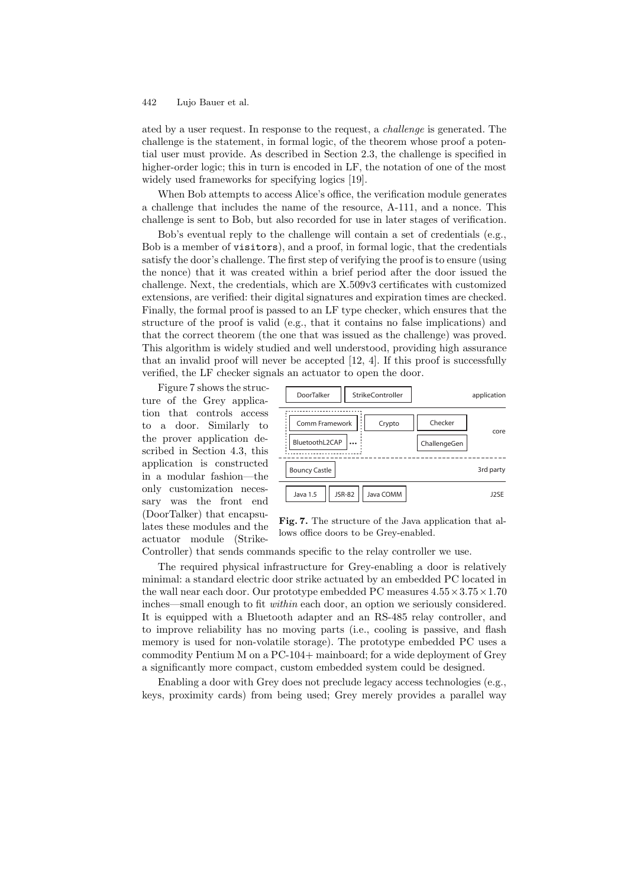ated by a user request. In response to the request, a *challenge* is generated. The challenge is the statement, in formal logic, of the theorem whose proof a potential user must provide. As described in Section 2.3, the challenge is specified in higher-order logic; this in turn is encoded in LF, the notation of one of the most widely used frameworks for specifying logics [19].

When Bob attempts to access Alice's office, the verification module generates a challenge that includes the name of the resource, A-111, and a nonce. This challenge is sent to Bob, but also recorded for use in later stages of verification.

Bob's eventual reply to the challenge will contain a set of credentials (e.g., Bob is a member of visitors), and a proof, in formal logic, that the credentials satisfy the door's challenge. The first step of verifying the proof is to ensure (using the nonce) that it was created within a brief period after the door issued the challenge. Next, the credentials, which are X.509v3 certificates with customized extensions, are verified: their digital signatures and expiration times are checked. Finally, the formal proof is passed to an LF type checker, which ensures that the structure of the proof is valid (e.g., that it contains no false implications) and that the correct theorem (the one that was issued as the challenge) was proved. This algorithm is widely studied and well understood, providing high assurance that an invalid proof will never be accepted [12, 4]. If this proof is successfully verified, the LF checker signals an actuator to open the door.

Figure 7 shows the structure of the Grey application that controls access to a door. Similarly to the prover application described in Section 4.3, this application is constructed in a modular fashion—the only customization necessary was the front end (DoorTalker) that encapsulates these modules and the actuator module (StrikeController) that sends commands specific to the relay controller we use.

| | | | |
|---|---|---|---|
| DoorTalker | StrikeController | | application |
| Comm Framework, BluetoothL2CAP ... | Crypto | Checker, ChallengeGen | core |
| Bouncy Castle | | | 3rd party |
| Java 1.5 | JSR-82 | Java COMM | J2SE |

**Fig. 7.** The structure of the Java application that allows office doors to be Grey-enabled.

The required physical infrastructure for Grey-enabling a door is relatively minimal: a standard electric door strike actuated by an embedded PC located in the wall near each door. Our prototype embedded PC measures $4.55 \times 3.75 \times 1.70$ inches—small enough to fit *within* each door, an option we seriously considered. It is equipped with a Bluetooth adapter and an RS-485 relay controller, and to improve reliability has no moving parts (i.e., cooling is passive, and flash memory is used for non-volatile storage). The prototype embedded PC uses a commodity Pentium M on a PC-104+ mainboard; for a wide deployment of Grey a significantly more compact, custom embedded system could be designed.

Enabling a door with Grey does not preclude legacy access technologies (e.g., keys, proximity cards) from being used; Grey merely provides a parallel way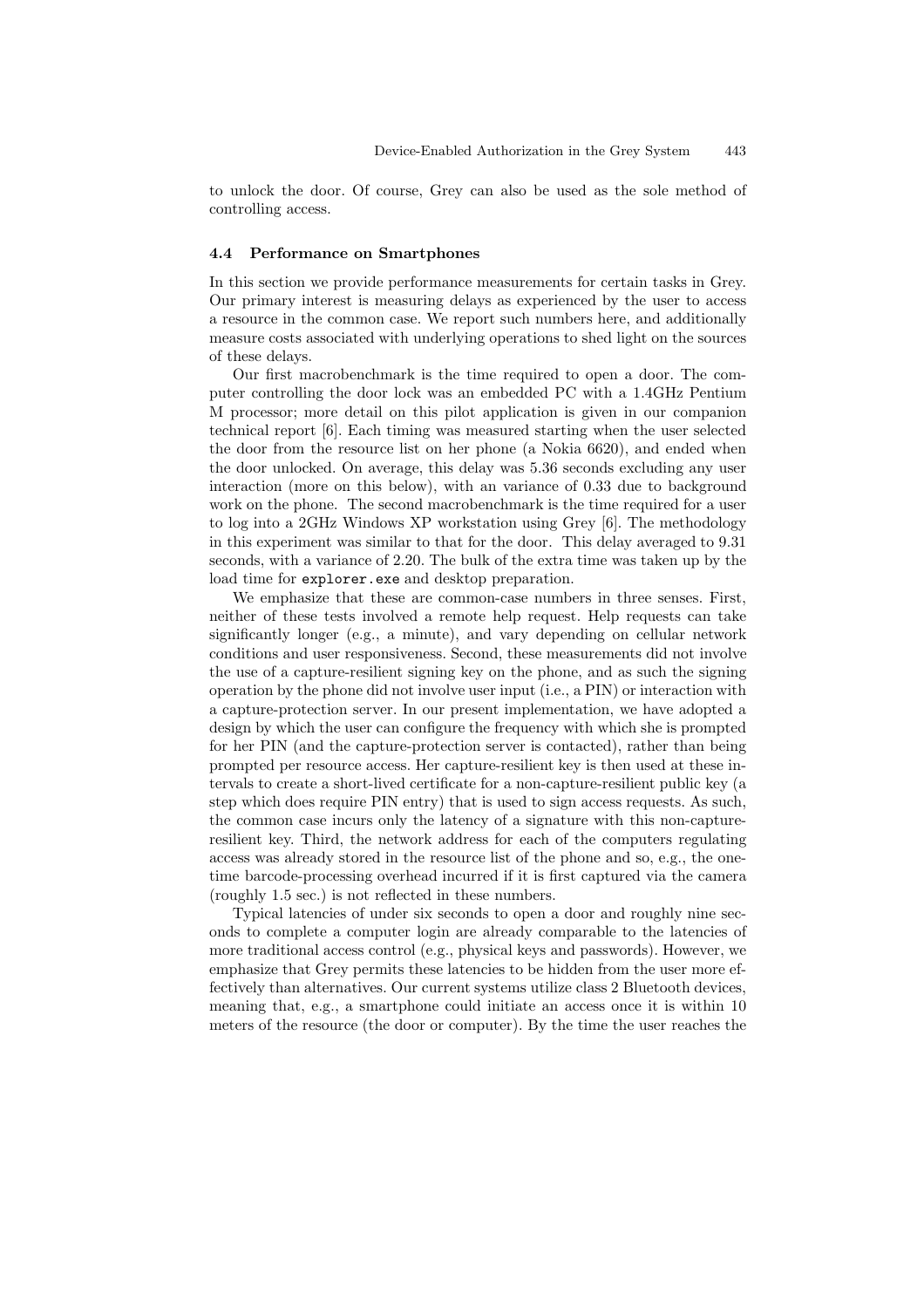to unlock the door. Of course, Grey can also be used as the sole method of controlling access.

### 4.4 Performance on Smartphones

In this section we provide performance measurements for certain tasks in Grey. Our primary interest is measuring delays as experienced by the user to access a resource in the common case. We report such numbers here, and additionally measure costs associated with underlying operations to shed light on the sources of these delays.

Our first macrobenchmark is the time required to open a door. The computer controlling the door lock was an embedded PC with a 1.4GHz Pentium M processor; more detail on this pilot application is given in our companion technical report [6]. Each timing was measured starting when the user selected the door from the resource list on her phone (a Nokia 6620), and ended when the door unlocked. On average, this delay was 5.36 seconds excluding any user interaction (more on this below), with an variance of 0.33 due to background work on the phone. The second macrobenchmark is the time required for a user to log into a 2GHz Windows XP workstation using Grey [6]. The methodology in this experiment was similar to that for the door. This delay averaged to 9.31 seconds, with a variance of 2.20. The bulk of the extra time was taken up by the load time for `explorer.exe` and desktop preparation.

We emphasize that these are common-case numbers in three senses. First, neither of these tests involved a remote help request. Help requests can take significantly longer (e.g., a minute), and vary depending on cellular network conditions and user responsiveness. Second, these measurements did not involve the use of a capture-resilient signing key on the phone, and as such the signing operation by the phone did not involve user input (i.e., a PIN) or interaction with a capture-protection server. In our present implementation, we have adopted a design by which the user can configure the frequency with which she is prompted for her PIN (and the capture-protection server is contacted), rather than being prompted per resource access. Her capture-resilient key is then used at these intervals to create a short-lived certificate for a non-capture-resilient public key (a step which does require PIN entry) that is used to sign access requests. As such, the common case incurs only the latency of a signature with this non-capture-resilient key. Third, the network address for each of the computers regulating access was already stored in the resource list of the phone and so, e.g., the one-time barcode-processing overhead incurred if it is first captured via the camera (roughly 1.5 sec.) is not reflected in these numbers.

Typical latencies of under six seconds to open a door and roughly nine seconds to complete a computer login are already comparable to the latencies of more traditional access control (e.g., physical keys and passwords). However, we emphasize that Grey permits these latencies to be hidden from the user more effectively than alternatives. Our current systems utilize class 2 Bluetooth devices, meaning that, e.g., a smartphone could initiate an access once it is within 10 meters of the resource (the door or computer). By the time the user reaches the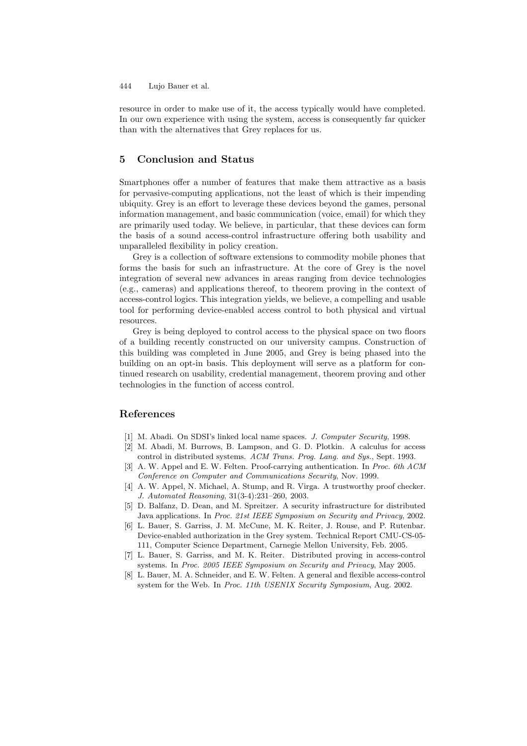resource in order to make use of it, the access typically would have completed. In our own experience with using the system, access is consequently far quicker than with the alternatives that Grey replaces for us.

## 5 Conclusion and Status

Smartphones offer a number of features that make them attractive as a basis for pervasive-computing applications, not the least of which is their impending ubiquity. Grey is an effort to leverage these devices beyond the games, personal information management, and basic communication (voice, email) for which they are primarily used today. We believe, in particular, that these devices can form the basis of a sound access-control infrastructure offering both usability and unparalleled flexibility in policy creation.

Grey is a collection of software extensions to commodity mobile phones that forms the basis for such an infrastructure. At the core of Grey is the novel integration of several new advances in areas ranging from device technologies (e.g., cameras) and applications thereof, to theorem proving in the context of access-control logics. This integration yields, we believe, a compelling and usable tool for performing device-enabled access control to both physical and virtual resources.

Grey is being deployed to control access to the physical space on two floors of a building recently constructed on our university campus. Construction of this building was completed in June 2005, and Grey is being phased into the building on an opt-in basis. This deployment will serve as a platform for continued research on usability, credential management, theorem proving and other technologies in the function of access control.

## References

1. M. Abadi. On SDSI's linked local name spaces. *J. Computer Security*, 1998.
2. M. Abadi, M. Burrows, B. Lampson, and G. D. Plotkin. A calculus for access control in distributed systems. *ACM Trans. Prog. Lang. and Sys.*, Sept. 1993.
3. A. W. Appel and E. W. Felten. Proof-carrying authentication. In *Proc. 6th ACM Conference on Computer and Communications Security*, Nov. 1999.
4. A. W. Appel, N. Michael, A. Stump, and R. Virga. A trustworthy proof checker. *J. Automated Reasoning*, 31(3-4):231–260, 2003.
5. D. Balfanz, D. Dean, and M. Spreitzer. A security infrastructure for distributed Java applications. In *Proc. 21st IEEE Symposium on Security and Privacy*, 2002.
6. L. Bauer, S. Garriss, J. M. McCune, M. K. Reiter, J. Rouse, and P. Rutenbar. Device-enabled authorization in the Grey system. Technical Report CMU-CS-05-111, Computer Science Department, Carnegie Mellon University, Feb. 2005.
7. L. Bauer, S. Garriss, and M. K. Reiter. Distributed proving in access-control systems. In *Proc. 2005 IEEE Symposium on Security and Privacy*, May 2005.
8. L. Bauer, M. A. Schneider, and E. W. Felten. A general and flexible access-control system for the Web. In *Proc. 11th USENIX Security Symposium*, Aug. 2002.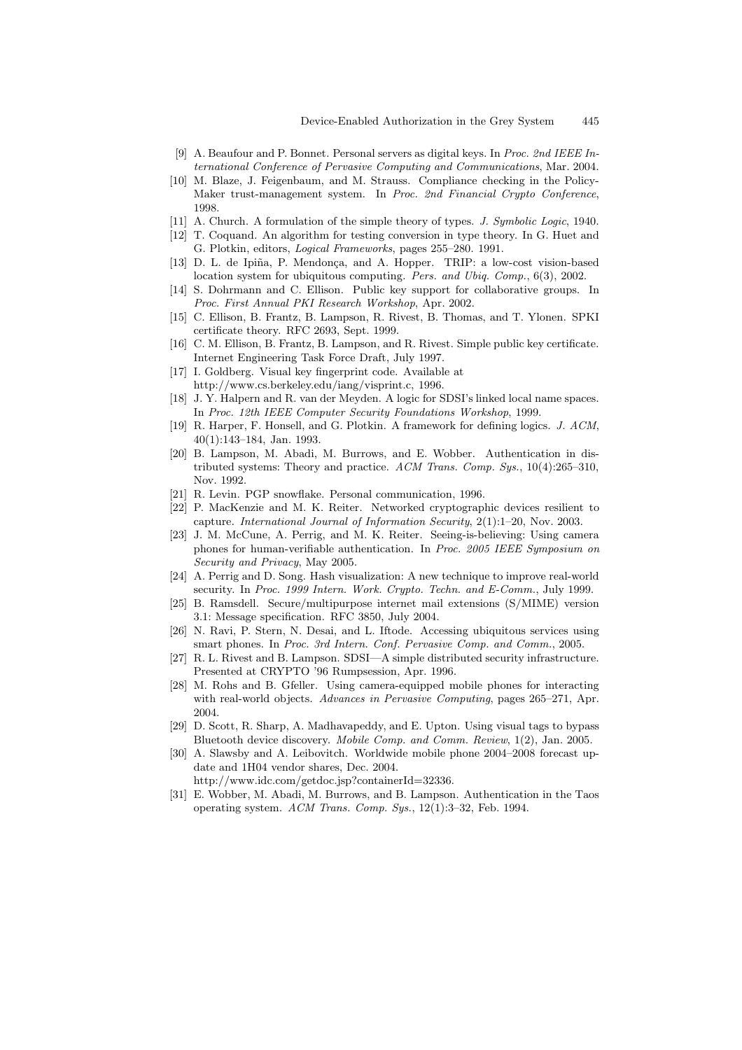[9] A. Beaufour and P. Bonnet. Personal servers as digital keys. In *Proc. 2nd IEEE International Conference of Pervasive Computing and Communications*, Mar. 2004.

[10] M. Blaze, J. Feigenbaum, and M. Strauss. Compliance checking in the PolicyMaker trust-management system. In *Proc. 2nd Financial Crypto Conference*, 1998.

[11] A. Church. A formulation of the simple theory of types. *J. Symbolic Logic*, 1940.

[12] T. Coquand. An algorithm for testing conversion in type theory. In G. Huet and G. Plotkin, editors, *Logical Frameworks*, pages 255–280. 1991.

[13] D. L. de Ipiña, P. Mendonça, and A. Hopper. TRIP: a low-cost vision-based location system for ubiquitous computing. *Pers. and Ubiq. Comp.*, 6(3), 2002.

[14] S. Dohrmann and C. Ellison. Public key support for collaborative groups. In *Proc. First Annual PKI Research Workshop*, Apr. 2002.

[15] C. Ellison, B. Frantz, B. Lampson, R. Rivest, B. Thomas, and T. Ylonen. SPKI certificate theory. RFC 2693, Sept. 1999.

[16] C. M. Ellison, B. Frantz, B. Lampson, and R. Rivest. Simple public key certificate. Internet Engineering Task Force Draft, July 1997.

[17] I. Goldberg. Visual key fingerprint code. Available at http://www.cs.berkeley.edu/iang/visprint.c, 1996.

[18] J. Y. Halpern and R. van der Meyden. A logic for SDSI's linked local name spaces. In *Proc. 12th IEEE Computer Security Foundations Workshop*, 1999.

[19] R. Harper, F. Honsell, and G. Plotkin. A framework for defining logics. *J. ACM*, 40(1):143–184, Jan. 1993.

[20] B. Lampson, M. Abadi, M. Burrows, and E. Wobber. Authentication in distributed systems: Theory and practice. *ACM Trans. Comp. Sys.*, 10(4):265–310, Nov. 1992.

[21] R. Levin. PGP snowflake. Personal communication, 1996.

[22] P. MacKenzie and M. K. Reiter. Networked cryptographic devices resilient to capture. *International Journal of Information Security*, 2(1):1–20, Nov. 2003.

[23] J. M. McCune, A. Perrig, and M. K. Reiter. Seeing-is-believing: Using camera phones for human-verifiable authentication. In *Proc. 2005 IEEE Symposium on Security and Privacy*, May 2005.

[24] A. Perrig and D. Song. Hash visualization: A new technique to improve real-world security. In *Proc. 1999 Intern. Work. Crypto. Techn. and E-Comm.*, July 1999.

[25] B. Ramsdell. Secure/multipurpose internet mail extensions (S/MIME) version 3.1: Message specification. RFC 3850, July 2004.

[26] N. Ravi, P. Stern, N. Desai, and L. Iftode. Accessing ubiquitous services using smart phones. In *Proc. 3rd Intern. Conf. Pervasive Comp. and Comm.*, 2005.

[27] R. L. Rivest and B. Lampson. SDSI—A simple distributed security infrastructure. Presented at CRYPTO '96 Rumpsession, Apr. 1996.

[28] M. Rohs and B. Gfeller. Using camera-equipped mobile phones for interacting with real-world objects. *Advances in Pervasive Computing*, pages 265–271, Apr. 2004.

[29] D. Scott, R. Sharp, A. Madhavapeddy, and E. Upton. Using visual tags to bypass Bluetooth device discovery. *Mobile Comp. and Comm. Review*, 1(2), Jan. 2005.

[30] A. Slawsby and A. Leibovitch. Worldwide mobile phone 2004–2008 forecast update and 1H04 vendor shares, Dec. 2004. http://www.idc.com/getdoc.jsp?containerId=32336.

[31] E. Wobber, M. Abadi, M. Burrows, and B. Lampson. Authentication in the Taos operating system. *ACM Trans. Comp. Sys.*, 12(1):3–32, Feb. 1994.